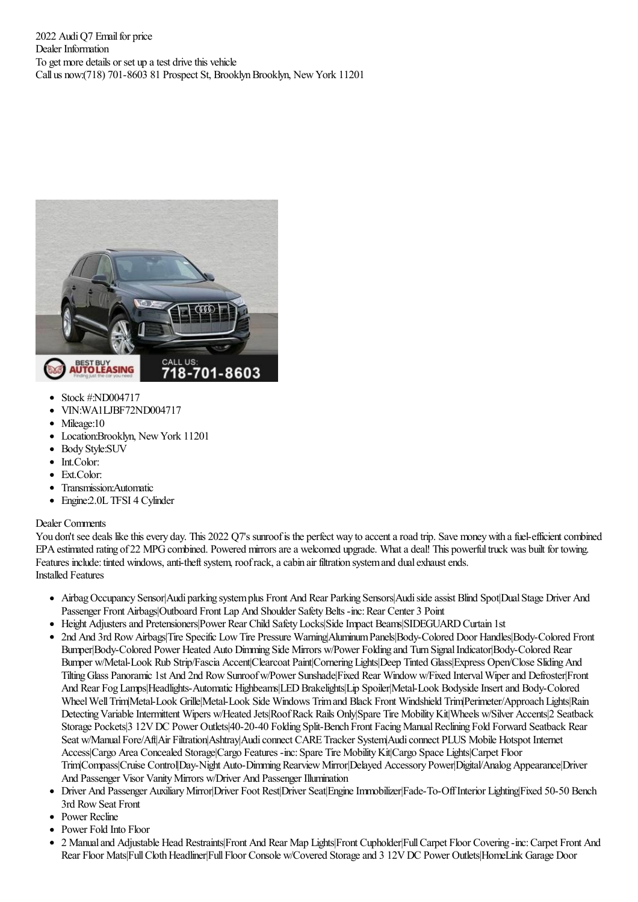2022 Audi Q7 Email for price
Dealer Information
To get more details or set up a test drive this vehicle
Call us now:(718) 701-8603 81 Prospect St, Brooklyn Brooklyn, New York 11201

- Stock #:ND004717
- VIN:WA1LJBF72ND004717
- Mileage:10
- Location:Brooklyn, New York 11201
- Body Style:SUV
- Int.Color:
- Ext.Color:
- Transmission:Automatic
- Engine:2.0L TFSI 4 Cylinder

Dealer Comments
You don't see deals like this every day. This 2022 Q7's sunroof is the perfect way to accent a road trip. Save money with a fuel-efficient combined EPA estimated rating of 22 MPG combined. Powered mirrors are a welcomed upgrade. What a deal! This powerful truck was built for towing. Features include: tinted windows, anti-theft system, roof rack, a cabin air filtration system and dual exhaust ends.
Installed Features

- Airbag Occupancy Sensor|Audi parking system plus Front And Rear Parking Sensors|Audi side assist Blind Spot|Dual Stage Driver And Passenger Front Airbags|Outboard Front Lap And Shoulder Safety Belts -inc: Rear Center 3 Point
- Height Adjusters and Pretensioners|Power Rear Child Safety Locks|Side Impact Beams|SIDEGUARD Curtain 1st
- 2nd And 3rd Row Airbags|Tire Specific Low Tire Pressure Warning|Aluminum Panels|Body-Colored Door Handles|Body-Colored Front Bumper|Body-Colored Power Heated Auto Dimming Side Mirrors w/Power Folding and Turn Signal Indicator|Body-Colored Rear Bumper w/Metal-Look Rub Strip/Fascia Accent|Clearcoat Paint|Cornering Lights|Deep Tinted Glass|Express Open/Close Sliding And Tilting Glass Panoramic 1st And 2nd Row Sunroof w/Power Sunshade|Fixed Rear Window w/Fixed Interval Wiper and Defroster|Front And Rear Fog Lamps|Headlights-Automatic Highbeams|LED Brakelights|Lip Spoiler|Metal-Look Bodyside Insert and Body-Colored Wheel Well Trim|Metal-Look Grille|Metal-Look Side Windows Trim and Black Front Windshield Trim|Perimeter/Approach Lights|Rain Detecting Variable Intermittent Wipers w/Heated Jets|Roof Rack Rails Only|Spare Tire Mobility Kit|Wheels w/Silver Accents|2 Seatback Storage Pockets|3 12V DC Power Outlets|40-20-40 Folding Split-Bench Front Facing Manual Reclining Fold Forward Seatback Rear Seat w/Manual Fore/Aft|Air Filtration|Ashtray|Audi connect CARE Tracker System|Audi connect PLUS Mobile Hotspot Internet Access|Cargo Area Concealed Storage|Cargo Features -inc: Spare Tire Mobility Kit|Cargo Space Lights|Carpet Floor Trim|Compass|Cruise Control|Day-Night Auto-Dimming Rearview Mirror|Delayed Accessory Power|Digital/Analog Appearance|Driver And Passenger Visor Vanity Mirrors w/Driver And Passenger Illumination
- Driver And Passenger Auxiliary Mirror|Driver Foot Rest|Driver Seat|Engine Immobilizer|Fade-To-Off Interior Lighting|Fixed 50-50 Bench 3rd Row Seat Front
- Power Recline
- Power Fold Into Floor
- 2 Manual and Adjustable Head Restraints|Front And Rear Map Lights|Front Cupholder|Full Carpet Floor Covering -inc: Carpet Front And Rear Floor Mats|Full Cloth Headliner|Full Floor Console w/Covered Storage and 3 12V DC Power Outlets|HomeLink Garage Door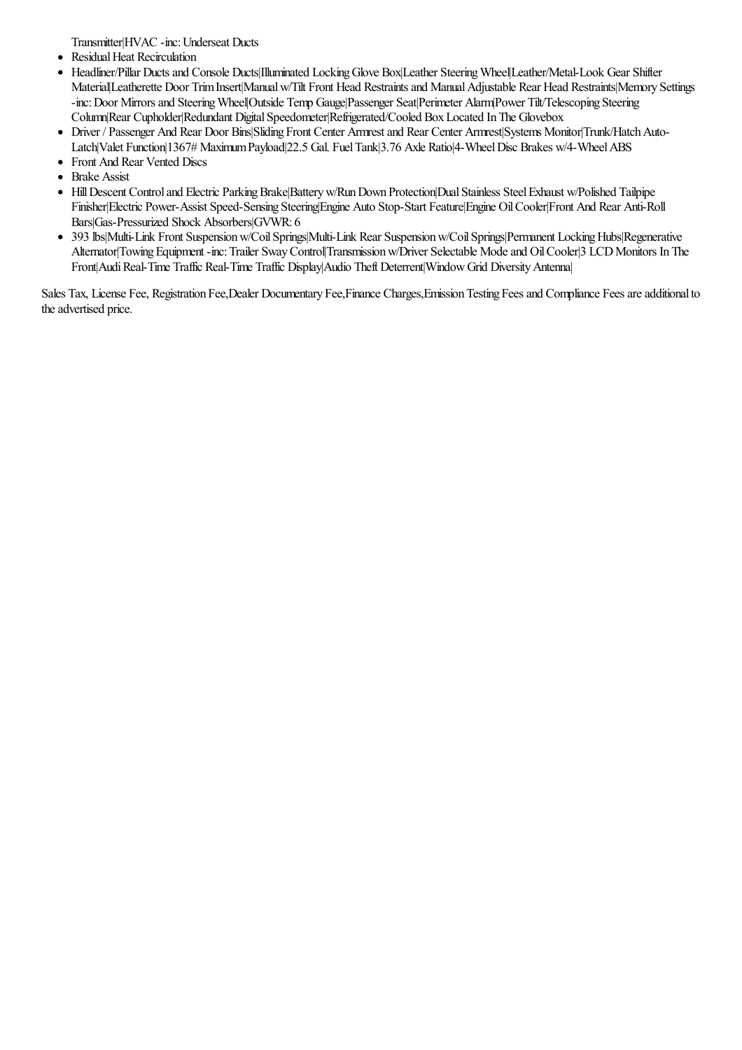Transmitter|HVAC -inc: Underseat Ducts

- Residual Heat Recirculation
- Headliner/Pillar Ducts and Console Ducts|Illuminated Locking Glove Box|Leather Steering Wheel|Leather/Metal-Look Gear Shifter Material|Leatherette Door Trim Insert|Manual w/Tilt Front Head Restraints and Manual Adjustable Rear Head Restraints|Memory Settings -inc: Door Mirrors and Steering Wheel|Outside Temp Gauge|Passenger Seat|Perimeter Alarm|Power Tilt/Telescoping Steering Column|Rear Cupholder|Redundant Digital Speedometer|Refrigerated/Cooled Box Located In The Glovebox
- Driver / Passenger And Rear Door Bins|Sliding Front Center Armrest and Rear Center Armrest|Systems Monitor|Trunk/Hatch Auto-Latch|Valet Function|1367# Maximum Payload|22.5 Gal. Fuel Tank|3.76 Axle Ratio|4-Wheel Disc Brakes w/4-Wheel ABS
- Front And Rear Vented Discs
- Brake Assist
- Hill Descent Control and Electric Parking Brake|Battery w/Run Down Protection|Dual Stainless Steel Exhaust w/Polished Tailpipe Finisher|Electric Power-Assist Speed-Sensing Steering|Engine Auto Stop-Start Feature|Engine Oil Cooler|Front And Rear Anti-Roll Bars|Gas-Pressurized Shock Absorbers|GVWR: 6
- 393 lbs|Multi-Link Front Suspension w/Coil Springs|Multi-Link Rear Suspension w/Coil Springs|Permanent Locking Hubs|Regenerative Alternator|Towing Equipment -inc: Trailer Sway Control|Transmission w/Driver Selectable Mode and Oil Cooler|3 LCD Monitors In The Front|Audi Real-Time Traffic Real-Time Traffic Display|Audio Theft Deterrent|Window Grid Diversity Antenna|

Sales Tax, License Fee, Registration Fee,Dealer Documentary Fee,Finance Charges,Emission Testing Fees and Compliance Fees are additional to the advertised price.